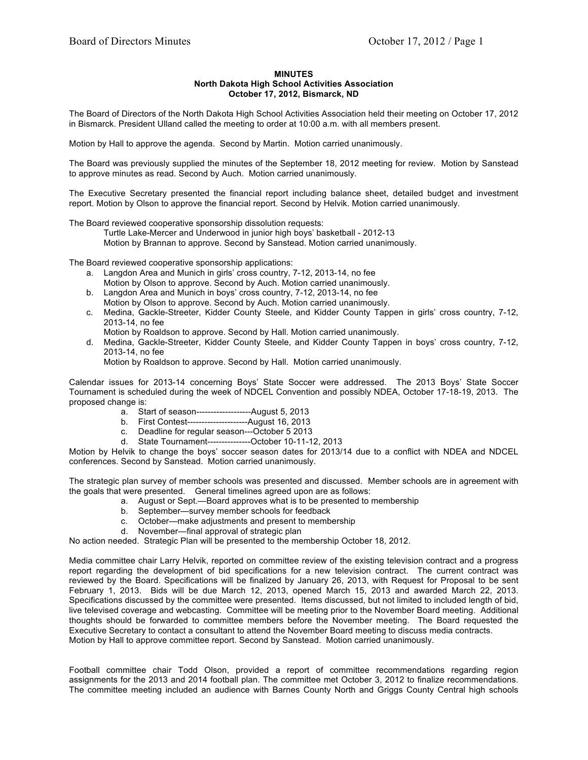**MINUTES**
**North Dakota High School Activities Association**
**October 17, 2012, Bismarck, ND**

The Board of Directors of the North Dakota High School Activities Association held their meeting on October 17, 2012 in Bismarck. President Ulland called the meeting to order at 10:00 a.m. with all members present.

Motion by Hall to approve the agenda. Second by Martin. Motion carried unanimously.

The Board was previously supplied the minutes of the September 18, 2012 meeting for review. Motion by Sanstead to approve minutes as read. Second by Auch. Motion carried unanimously.

The Executive Secretary presented the financial report including balance sheet, detailed budget and investment report. Motion by Olson to approve the financial report. Second by Helvik. Motion carried unanimously.

The Board reviewed cooperative sponsorship dissolution requests:

Turtle Lake-Mercer and Underwood in junior high boys' basketball - 2012-13
Motion by Brannan to approve. Second by Sanstead. Motion carried unanimously.

The Board reviewed cooperative sponsorship applications:

a. Langdon Area and Munich in girls' cross country, 7-12, 2013-14, no fee
   Motion by Olson to approve. Second by Auch. Motion carried unanimously.
b. Langdon Area and Munich in boys' cross country, 7-12, 2013-14, no fee
   Motion by Olson to approve. Second by Auch. Motion carried unanimously.
c. Medina, Gackle-Streeter, Kidder County Steele, and Kidder County Tappen in girls' cross country, 7-12, 2013-14, no fee
   Motion by Roaldson to approve. Second by Hall. Motion carried unanimously.
d. Medina, Gackle-Streeter, Kidder County Steele, and Kidder County Tappen in boys' cross country, 7-12, 2013-14, no fee
   Motion by Roaldson to approve. Second by Hall. Motion carried unanimously.

Calendar issues for 2013-14 concerning Boys' State Soccer were addressed. The 2013 Boys' State Soccer Tournament is scheduled during the week of NDCEL Convention and possibly NDEA, October 17-18-19, 2013. The proposed change is:

a. Start of season-------------------August 5, 2013
b. First Contest---------------------August 16, 2013
c. Deadline for regular season---October 5 2013
d. State Tournament---------------October 10-11-12, 2013

Motion by Helvik to change the boys' soccer season dates for 2013/14 due to a conflict with NDEA and NDCEL conferences. Second by Sanstead. Motion carried unanimously.

The strategic plan survey of member schools was presented and discussed. Member schools are in agreement with the goals that were presented. General timelines agreed upon are as follows:

a. August or Sept.—Board approves what is to be presented to membership
b. September—survey member schools for feedback
c. October—make adjustments and present to membership
d. November—final approval of strategic plan

No action needed. Strategic Plan will be presented to the membership October 18, 2012.

Media committee chair Larry Helvik, reported on committee review of the existing television contract and a progress report regarding the development of bid specifications for a new television contract. The current contract was reviewed by the Board. Specifications will be finalized by January 26, 2013, with Request for Proposal to be sent February 1, 2013. Bids will be due March 12, 2013, opened March 15, 2013 and awarded March 22, 2013. Specifications discussed by the committee were presented. Items discussed, but not limited to included length of bid, live televised coverage and webcasting. Committee will be meeting prior to the November Board meeting. Additional thoughts should be forwarded to committee members before the November meeting. The Board requested the Executive Secretary to contact a consultant to attend the November Board meeting to discuss media contracts. Motion by Hall to approve committee report. Second by Sanstead. Motion carried unanimously.

Football committee chair Todd Olson, provided a report of committee recommendations regarding region assignments for the 2013 and 2014 football plan. The committee met October 3, 2012 to finalize recommendations. The committee meeting included an audience with Barnes County North and Griggs County Central high schools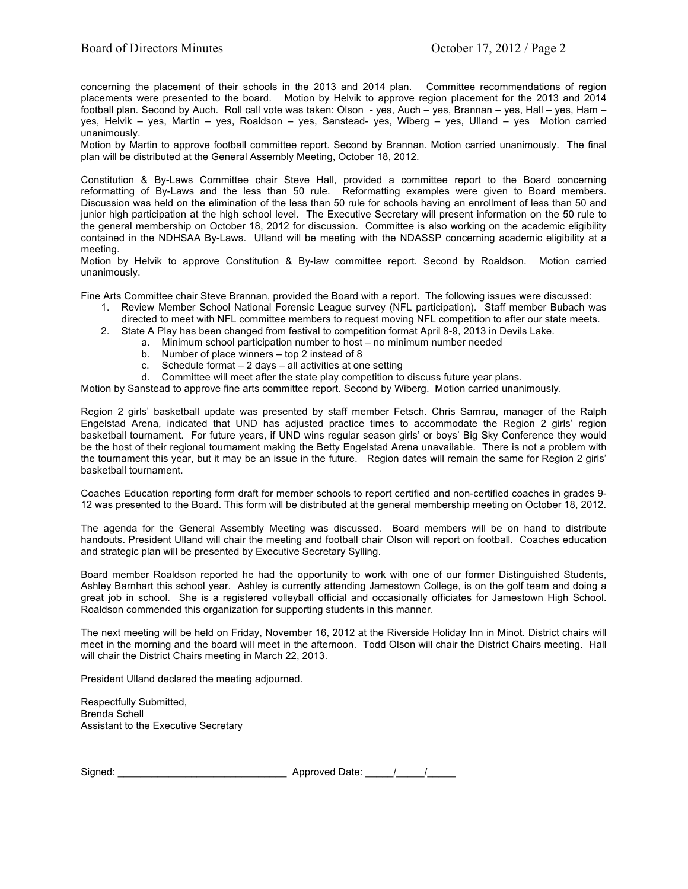concerning the placement of their schools in the 2013 and 2014 plan. Committee recommendations of region placements were presented to the board. Motion by Helvik to approve region placement for the 2013 and 2014 football plan. Second by Auch. Roll call vote was taken: Olson - yes, Auch – yes, Brannan – yes, Hall – yes, Ham – yes, Helvik – yes, Martin – yes, Roaldson – yes, Sanstead- yes, Wiberg – yes, Ulland – yes Motion carried unanimously.
Motion by Martin to approve football committee report. Second by Brannan. Motion carried unanimously. The final plan will be distributed at the General Assembly Meeting, October 18, 2012.

Constitution & By-Laws Committee chair Steve Hall, provided a committee report to the Board concerning reformatting of By-Laws and the less than 50 rule. Reformatting examples were given to Board members. Discussion was held on the elimination of the less than 50 rule for schools having an enrollment of less than 50 and junior high participation at the high school level. The Executive Secretary will present information on the 50 rule to the general membership on October 18, 2012 for discussion. Committee is also working on the academic eligibility contained in the NDHSAA By-Laws. Ulland will be meeting with the NDASSP concerning academic eligibility at a meeting.
Motion by Helvik to approve Constitution & By-law committee report. Second by Roaldson. Motion carried unanimously.

Fine Arts Committee chair Steve Brannan, provided the Board with a report. The following issues were discussed:

1. Review Member School National Forensic League survey (NFL participation). Staff member Bubach was directed to meet with NFL committee members to request moving NFL competition to after our state meets.
2. State A Play has been changed from festival to competition format April 8-9, 2013 in Devils Lake.
    a. Minimum school participation number to host – no minimum number needed
    b. Number of place winners – top 2 instead of 8
    c. Schedule format – 2 days – all activities at one setting
    d. Committee will meet after the state play competition to discuss future year plans.

Motion by Sanstead to approve fine arts committee report. Second by Wiberg. Motion carried unanimously.

Region 2 girls' basketball update was presented by staff member Fetsch. Chris Samrau, manager of the Ralph Engelstad Arena, indicated that UND has adjusted practice times to accommodate the Region 2 girls' region basketball tournament. For future years, if UND wins regular season girls' or boys' Big Sky Conference they would be the host of their regional tournament making the Betty Engelstad Arena unavailable. There is not a problem with the tournament this year, but it may be an issue in the future. Region dates will remain the same for Region 2 girls' basketball tournament.

Coaches Education reporting form draft for member schools to report certified and non-certified coaches in grades 9-12 was presented to the Board. This form will be distributed at the general membership meeting on October 18, 2012.

The agenda for the General Assembly Meeting was discussed. Board members will be on hand to distribute handouts. President Ulland will chair the meeting and football chair Olson will report on football. Coaches education and strategic plan will be presented by Executive Secretary Sylling.

Board member Roaldson reported he had the opportunity to work with one of our former Distinguished Students, Ashley Barnhart this school year. Ashley is currently attending Jamestown College, is on the golf team and doing a great job in school. She is a registered volleyball official and occasionally officiates for Jamestown High School. Roaldson commended this organization for supporting students in this manner.

The next meeting will be held on Friday, November 16, 2012 at the Riverside Holiday Inn in Minot. District chairs will meet in the morning and the board will meet in the afternoon. Todd Olson will chair the District Chairs meeting. Hall will chair the District Chairs meeting in March 22, 2013.

President Ulland declared the meeting adjourned.

Respectfully Submitted,
Brenda Schell
Assistant to the Executive Secretary

Signed: ______________________________ Approved Date: _____/_____/_____